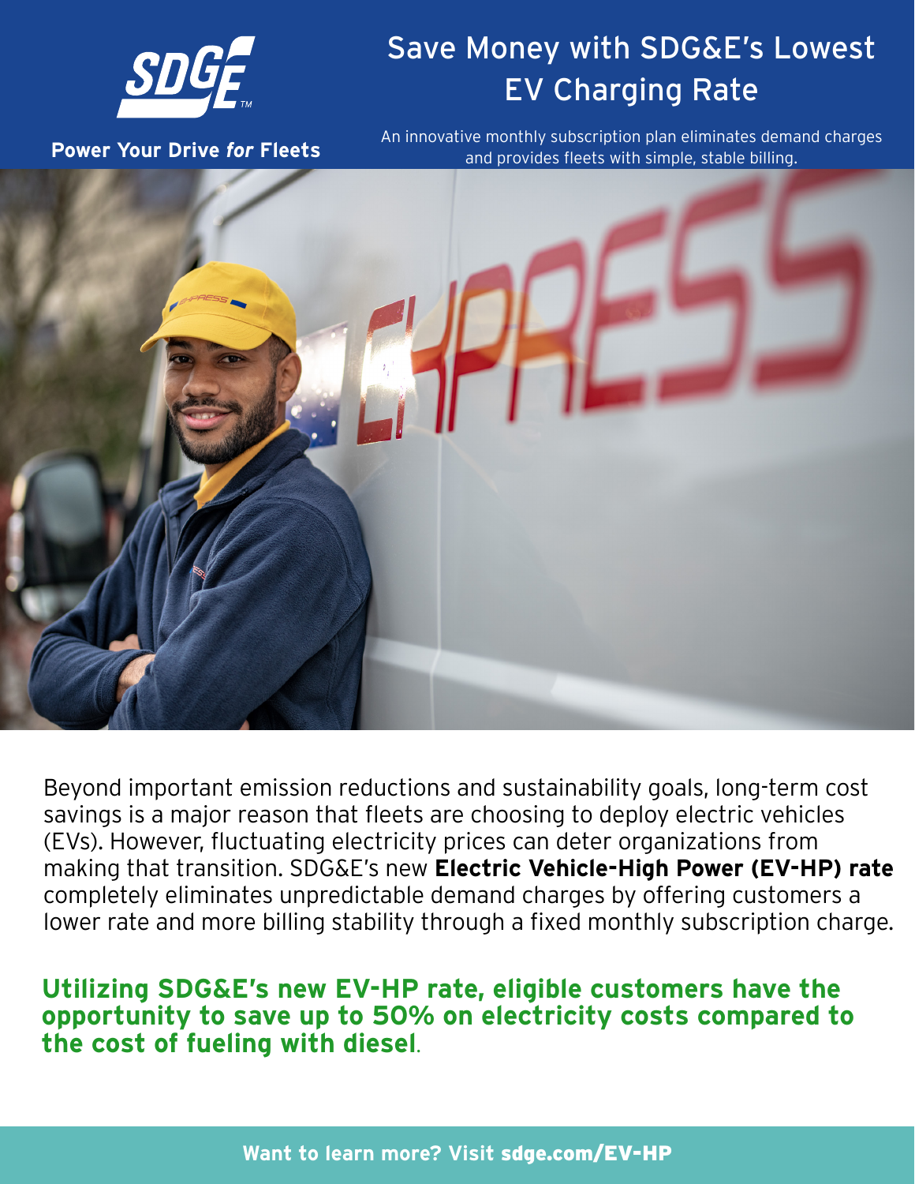SDGE

**Power Your Drive *for* Fleets**

# Save Money with SDG&E's Lowest EV Charging Rate

An innovative monthly subscription plan eliminates demand charges and provides fleets with simple, stable billing.

Beyond important emission reductions and sustainability goals, long-term cost savings is a major reason that fleets are choosing to deploy electric vehicles (EVs). However, fluctuating electricity prices can deter organizations from making that transition. SDG&E's new **Electric Vehicle-High Power (EV-HP) rate** completely eliminates unpredictable demand charges by offering customers a lower rate and more billing stability through a fixed monthly subscription charge.

**Utilizing SDG&E's new EV-HP rate, eligible customers have the opportunity to save up to 50% on electricity costs compared to the cost of fueling with diesel**.

**Want to learn more? Visit sdge.com/EV-HP**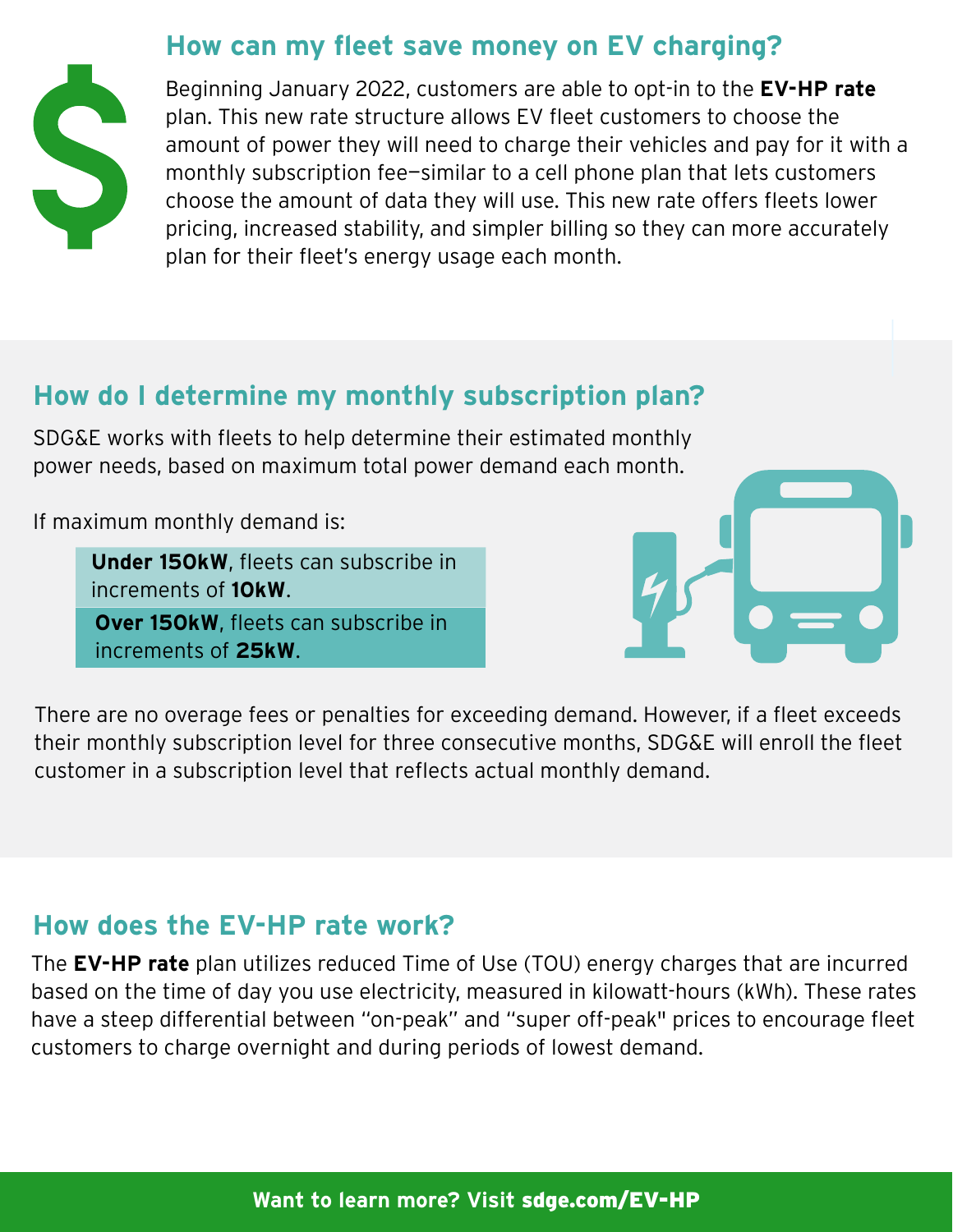## How can my fleet save money on EV charging?

Beginning January 2022, customers are able to opt-in to the **EV-HP rate** plan. This new rate structure allows EV fleet customers to choose the amount of power they will need to charge their vehicles and pay for it with a monthly subscription fee—similar to a cell phone plan that lets customers choose the amount of data they will use. This new rate offers fleets lower pricing, increased stability, and simpler billing so they can more accurately plan for their fleet's energy usage each month.

## How do I determine my monthly subscription plan?

SDG&E works with fleets to help determine their estimated monthly power needs, based on maximum total power demand each month.

If maximum monthly demand is:

- **Under 150kW**, fleets can subscribe in increments of **10kW**.
- **Over 150kW**, fleets can subscribe in increments of **25kW**.

There are no overage fees or penalties for exceeding demand. However, if a fleet exceeds their monthly subscription level for three consecutive months, SDG&E will enroll the fleet customer in a subscription level that reflects actual monthly demand.

## How does the EV-HP rate work?

The **EV-HP rate** plan utilizes reduced Time of Use (TOU) energy charges that are incurred based on the time of day you use electricity, measured in kilowatt-hours (kWh). These rates have a steep differential between "on-peak" and "super off-peak" prices to encourage fleet customers to charge overnight and during periods of lowest demand.

**Want to learn more? Visit sdge.com/EV-HP**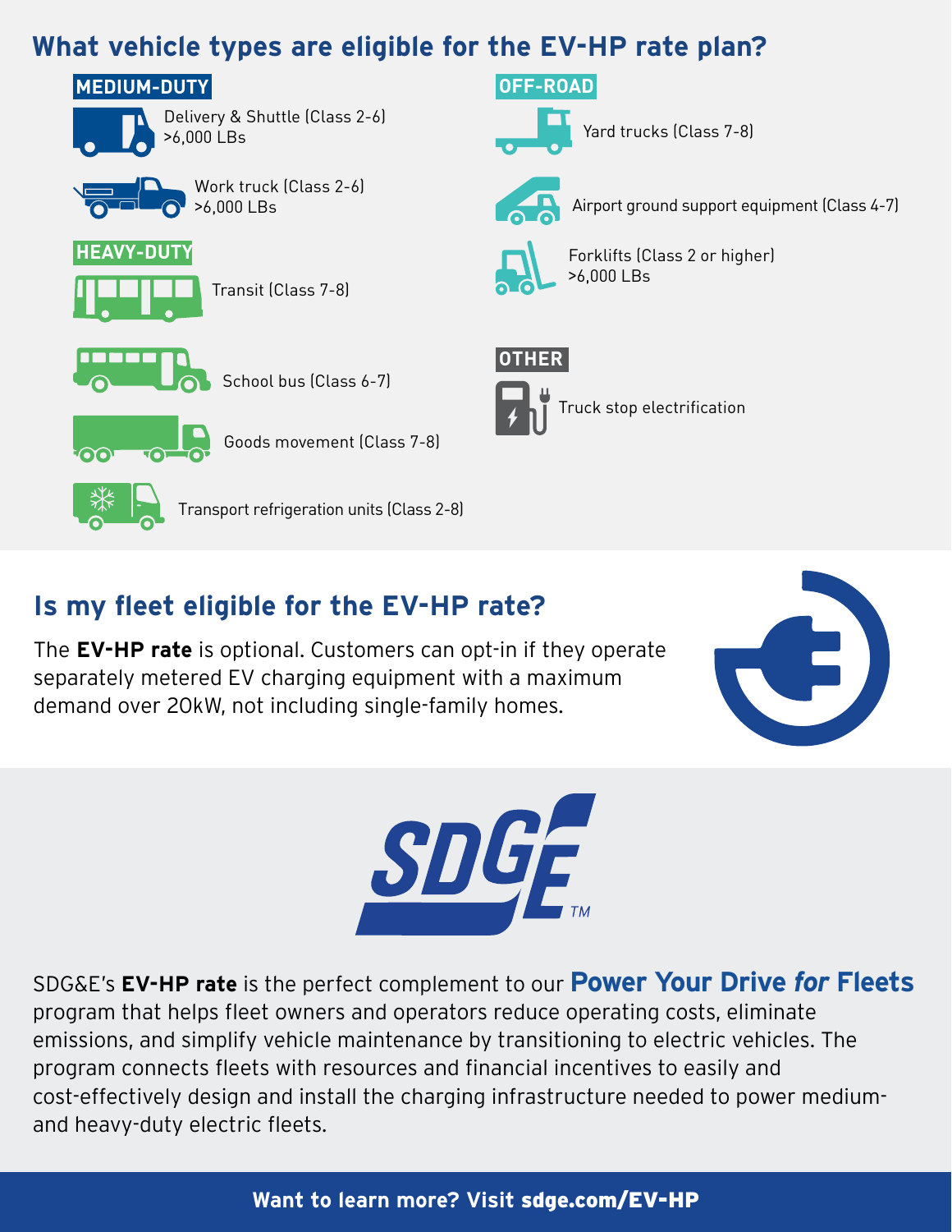## What vehicle types are eligible for the EV-HP rate plan?

### MEDIUM-DUTY

- Delivery & Shuttle (Class 2-6) >6,000 LBs
- Work truck (Class 2-6) >6,000 LBs

### HEAVY-DUTY

- Transit (Class 7-8)
- School bus (Class 6-7)
- Goods movement (Class 7-8)
- Transport refrigeration units (Class 2-8)

### OFF-ROAD

- Yard trucks (Class 7-8)
- Airport ground support equipment (Class 4-7)
- Forklifts (Class 2 or higher) >6,000 LBs

### OTHER

- Truck stop electrification

## Is my fleet eligible for the EV-HP rate?

The **EV-HP rate** is optional. Customers can opt-in if they operate separately metered EV charging equipment with a maximum demand over 20kW, not including single-family homes.

SDGE™

SDG&E's **EV-HP rate** is the perfect complement to our **Power Your Drive *for* Fleets** program that helps fleet owners and operators reduce operating costs, eliminate emissions, and simplify vehicle maintenance by transitioning to electric vehicles. The program connects fleets with resources and financial incentives to easily and cost-effectively design and install the charging infrastructure needed to power medium- and heavy-duty electric fleets.

**Want to learn more? Visit sdge.com/EV-HP**